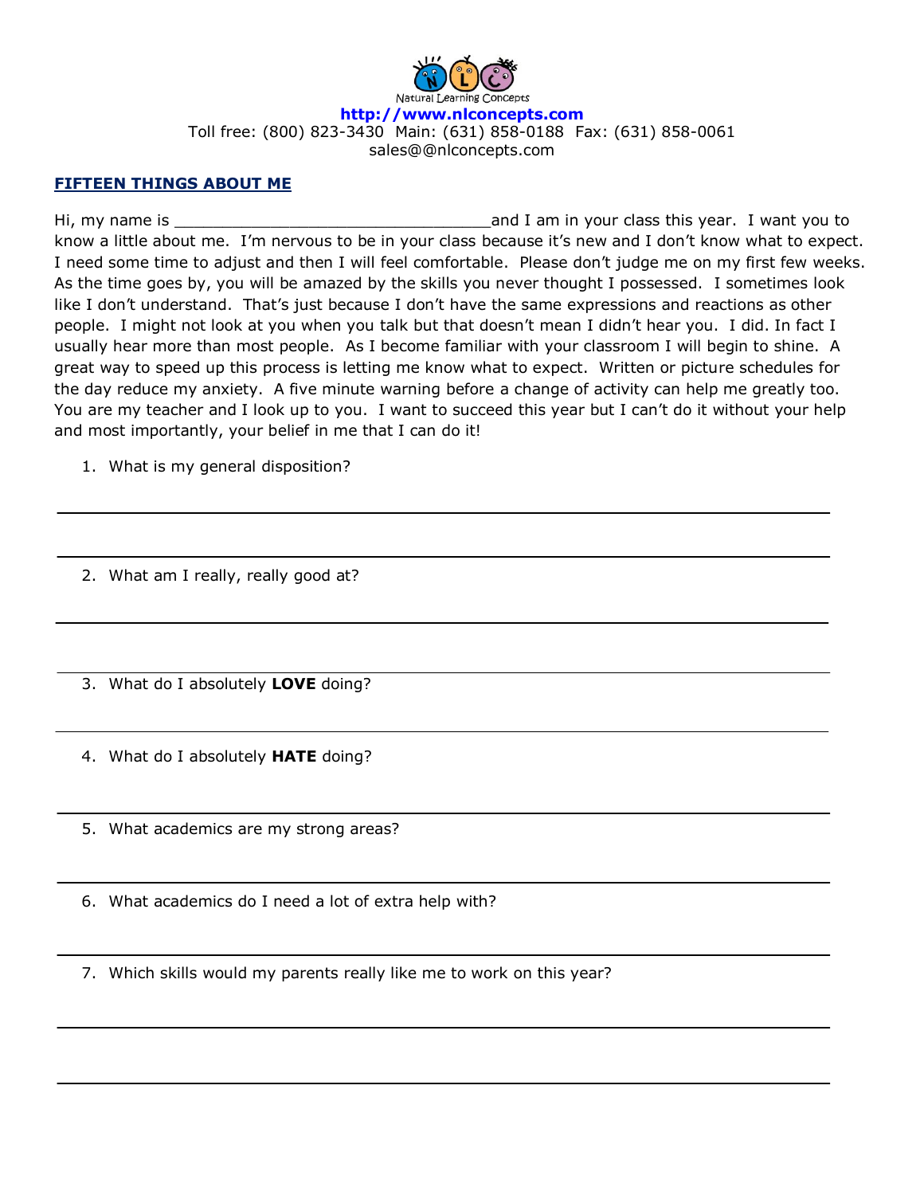Natural Learning Concepts

**http://www.nlconcepts.com**

Toll free: (800) 823-3430 Main: (631) 858-0188 Fax: (631) 858-0061

sales@@nlconcepts.com

## FIFTEEN THINGS ABOUT ME

Hi, my name is _________________________________and I am in your class this year. I want you to know a little about me. I'm nervous to be in your class because it's new and I don't know what to expect. I need some time to adjust and then I will feel comfortable. Please don't judge me on my first few weeks. As the time goes by, you will be amazed by the skills you never thought I possessed. I sometimes look like I don't understand. That's just because I don't have the same expressions and reactions as other people. I might not look at you when you talk but that doesn't mean I didn't hear you. I did. In fact I usually hear more than most people. As I become familiar with your classroom I will begin to shine. A great way to speed up this process is letting me know what to expect. Written or picture schedules for the day reduce my anxiety. A five minute warning before a change of activity can help me greatly too. You are my teacher and I look up to you. I want to succeed this year but I can't do it without your help and most importantly, your belief in me that I can do it!

1. What is my general disposition?

_______________________________________________

_______________________________________________

2. What am I really, really good at?

_______________________________________________

_______________________________________________

3. What do I absolutely **LOVE** doing?

_______________________________________________

4. What do I absolutely **HATE** doing?

_______________________________________________

5. What academics are my strong areas?

_______________________________________________

6. What academics do I need a lot of extra help with?

_______________________________________________

7. Which skills would my parents really like me to work on this year?

_______________________________________________

_______________________________________________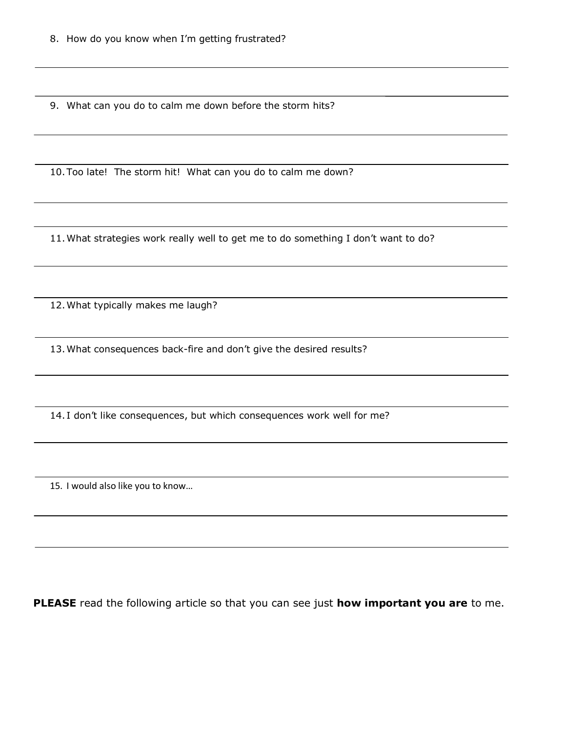8. How do you know when I'm getting frustrated?

9. What can you do to calm me down before the storm hits?

10. Too late! The storm hit! What can you do to calm me down?

11. What strategies work really well to get me to do something I don't want to do?

12. What typically makes me laugh?

13. What consequences back-fire and don't give the desired results?

14. I don't like consequences, but which consequences work well for me?

15. I would also like you to know…

**PLEASE** read the following article so that you can see just **how important you are** to me.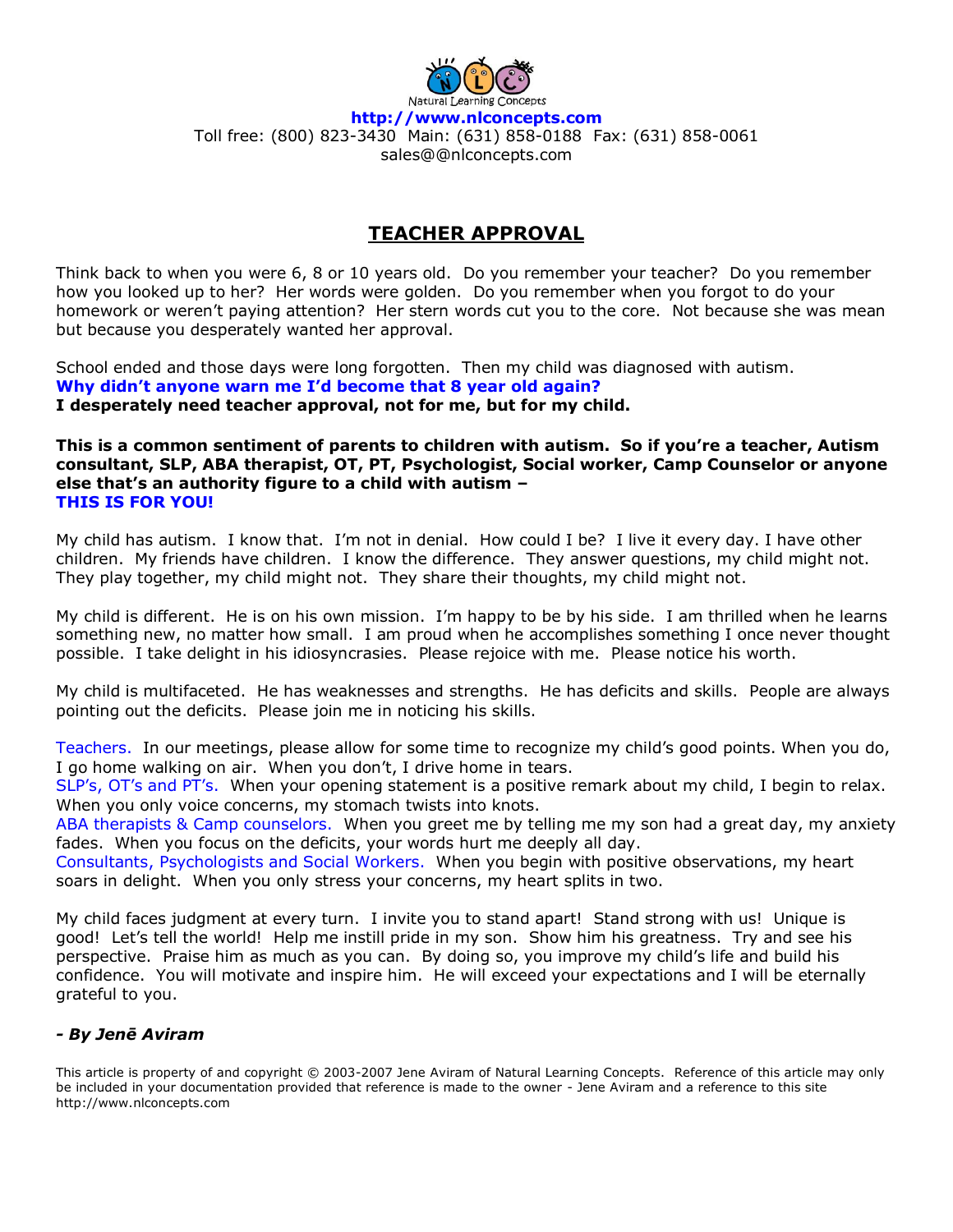Natural Learning Concepts

**http://www.nlconcepts.com**

Toll free: (800) 823-3430 Main: (631) 858-0188 Fax: (631) 858-0061

sales@@nlconcepts.com

## TEACHER APPROVAL

Think back to when you were 6, 8 or 10 years old. Do you remember your teacher? Do you remember how you looked up to her? Her words were golden. Do you remember when you forgot to do your homework or weren't paying attention? Her stern words cut you to the core. Not because she was mean but because you desperately wanted her approval.

School ended and those days were long forgotten. Then my child was diagnosed with autism.
**Why didn't anyone warn me I'd become that 8 year old again?**
**I desperately need teacher approval, not for me, but for my child.**

**This is a common sentiment of parents to children with autism. So if you're a teacher, Autism consultant, SLP, ABA therapist, OT, PT, Psychologist, Social worker, Camp Counselor or anyone else that's an authority figure to a child with autism –**
**THIS IS FOR YOU!**

My child has autism. I know that. I'm not in denial. How could I be? I live it every day. I have other children. My friends have children. I know the difference. They answer questions, my child might not. They play together, my child might not. They share their thoughts, my child might not.

My child is different. He is on his own mission. I'm happy to be by his side. I am thrilled when he learns something new, no matter how small. I am proud when he accomplishes something I once never thought possible. I take delight in his idiosyncrasies. Please rejoice with me. Please notice his worth.

My child is multifaceted. He has weaknesses and strengths. He has deficits and skills. People are always pointing out the deficits. Please join me in noticing his skills.

Teachers. In our meetings, please allow for some time to recognize my child's good points. When you do, I go home walking on air. When you don't, I drive home in tears.
SLP's, OT's and PT's. When your opening statement is a positive remark about my child, I begin to relax. When you only voice concerns, my stomach twists into knots.
ABA therapists & Camp counselors. When you greet me by telling me my son had a great day, my anxiety fades. When you focus on the deficits, your words hurt me deeply all day.
Consultants, Psychologists and Social Workers. When you begin with positive observations, my heart soars in delight. When you only stress your concerns, my heart splits in two.

My child faces judgment at every turn. I invite you to stand apart! Stand strong with us! Unique is good! Let's tell the world! Help me instill pride in my son. Show him his greatness. Try and see his perspective. Praise him as much as you can. By doing so, you improve my child's life and build his confidence. You will motivate and inspire him. He will exceed your expectations and I will be eternally grateful to you.

***- By Jenē Aviram***

This article is property of and copyright © 2003-2007 Jene Aviram of Natural Learning Concepts. Reference of this article may only be included in your documentation provided that reference is made to the owner - Jene Aviram and a reference to this site http://www.nlconcepts.com